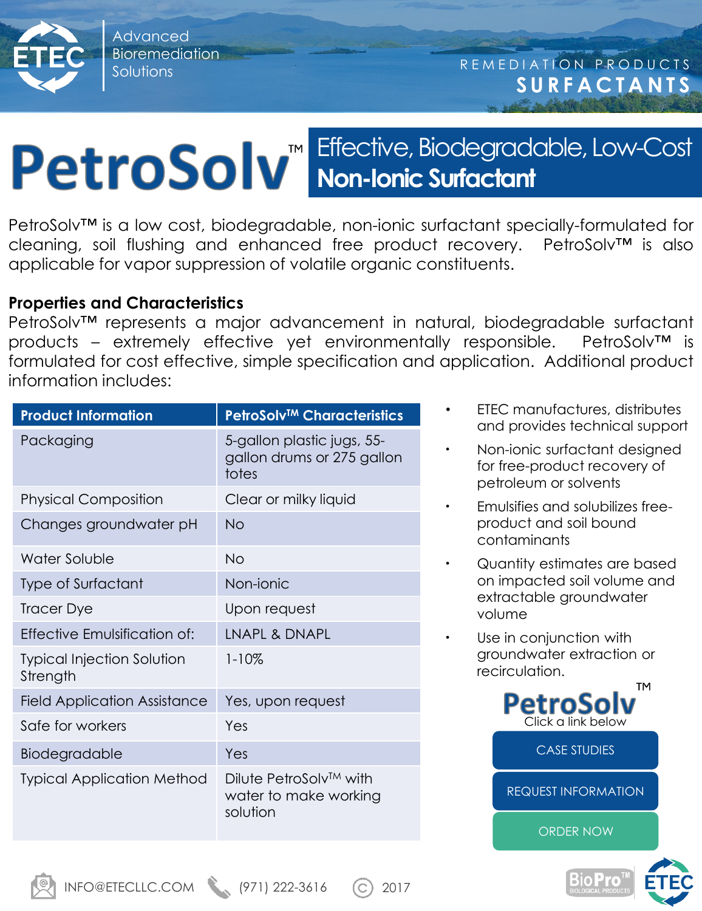ETEC Advanced Bioremediation Solutions

REMEDIATION PRODUCTS
**SURFACTANTS**

# PetroSolv™

## Effective, Biodegradable, Low-Cost **Non-Ionic Surfactant**

PetroSolv™ is a low cost, biodegradable, non-ionic surfactant specially-formulated for cleaning, soil flushing and enhanced free product recovery. PetroSolv™ is also applicable for vapor suppression of volatile organic constituents.

**Properties and Characteristics**

PetroSolv™ represents a major advancement in natural, biodegradable surfactant products – extremely effective yet environmentally responsible. PetroSolv™ is formulated for cost effective, simple specification and application. Additional product information includes:

| Product Information | PetroSolv™ Characteristics |
|---|---|
| Packaging | 5-gallon plastic jugs, 55-gallon drums or 275 gallon totes |
| Physical Composition | Clear or milky liquid |
| Changes groundwater pH | No |
| Water Soluble | No |
| Type of Surfactant | Non-ionic |
| Tracer Dye | Upon request |
| Effective Emulsification of: | LNAPL & DNAPL |
| Typical Injection Solution Strength | 1-10% |
| Field Application Assistance | Yes, upon request |
| Safe for workers | Yes |
| Biodegradable | Yes |
| Typical Application Method | Dilute PetroSolv™ with water to make working solution |

- ETEC manufactures, distributes and provides technical support
- Non-ionic surfactant designed for free-product recovery of petroleum or solvents
- Emulsifies and solubilizes free-product and soil bound contaminants
- Quantity estimates are based on impacted soil volume and extractable groundwater volume
- Use in conjunction with groundwater extraction or recirculation.

PetroSolv™
Click a link below

CASE STUDIES

REQUEST INFORMATION

ORDER NOW

INFO@ETECLLC.COM (971) 222-3616 © 2017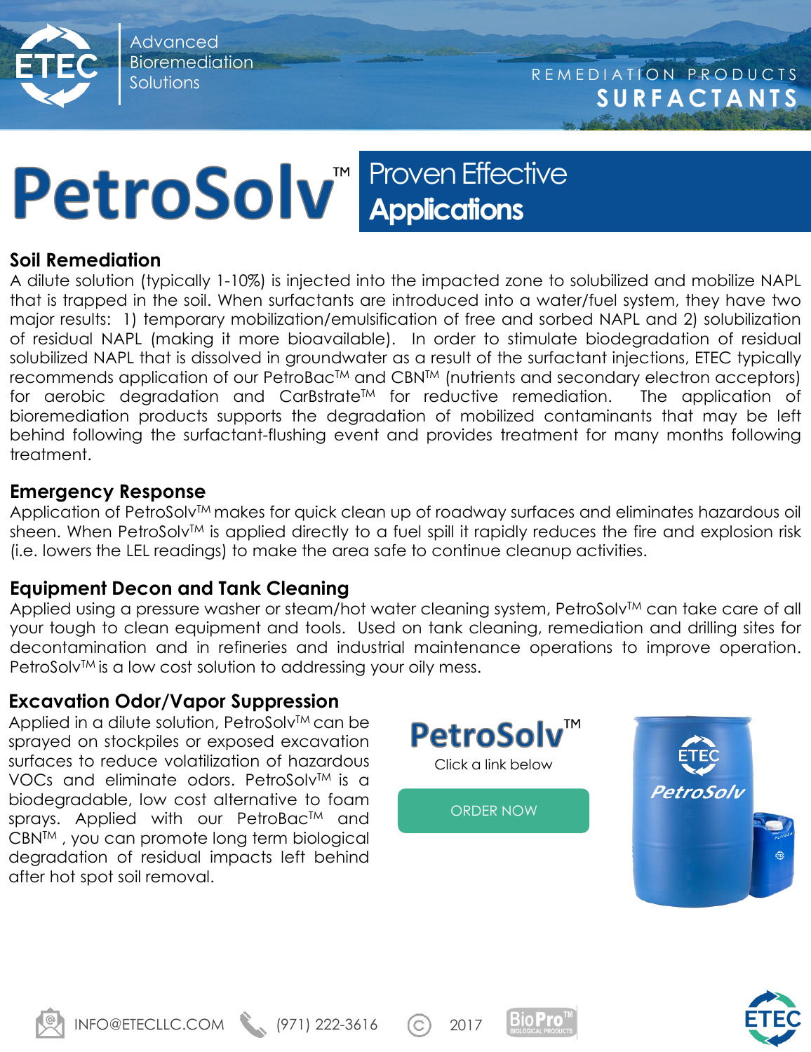Advanced Bioremediation Solutions

REMEDIATION PRODUCTS
**SURFACTANTS**

# PetroSolv™

## Proven Effective Applications

### Soil Remediation

A dilute solution (typically 1-10%) is injected into the impacted zone to solubilized and mobilize NAPL that is trapped in the soil. When surfactants are introduced into a water/fuel system, they have two major results: 1) temporary mobilization/emulsification of free and sorbed NAPL and 2) solubilization of residual NAPL (making it more bioavailable). In order to stimulate biodegradation of residual solubilized NAPL that is dissolved in groundwater as a result of the surfactant injections, ETEC typically recommends application of our PetroBac™ and CBN™ (nutrients and secondary electron acceptors) for aerobic degradation and CarBstrate™ for reductive remediation. The application of bioremediation products supports the degradation of mobilized contaminants that may be left behind following the surfactant-flushing event and provides treatment for many months following treatment.

### Emergency Response

Application of PetroSolv™ makes for quick clean up of roadway surfaces and eliminates hazardous oil sheen. When PetroSolv™ is applied directly to a fuel spill it rapidly reduces the fire and explosion risk (i.e. lowers the LEL readings) to make the area safe to continue cleanup activities.

### Equipment Decon and Tank Cleaning

Applied using a pressure washer or steam/hot water cleaning system, PetroSolv™ can take care of all your tough to clean equipment and tools. Used on tank cleaning, remediation and drilling sites for decontamination and in refineries and industrial maintenance operations to improve operation. PetroSolv™ is a low cost solution to addressing your oily mess.

### Excavation Odor/Vapor Suppression

Applied in a dilute solution, PetroSolv™ can be sprayed on stockpiles or exposed excavation surfaces to reduce volatilization of hazardous VOCs and eliminate odors. PetroSolv™ is a biodegradable, low cost alternative to foam sprays. Applied with our PetroBac™ and CBN™ , you can promote long term biological degradation of residual impacts left behind after hot spot soil removal.

**PetroSolv™**

Click a link below

ORDER NOW

INFO@ETECLLC.COM (971) 222-3616 © 2017